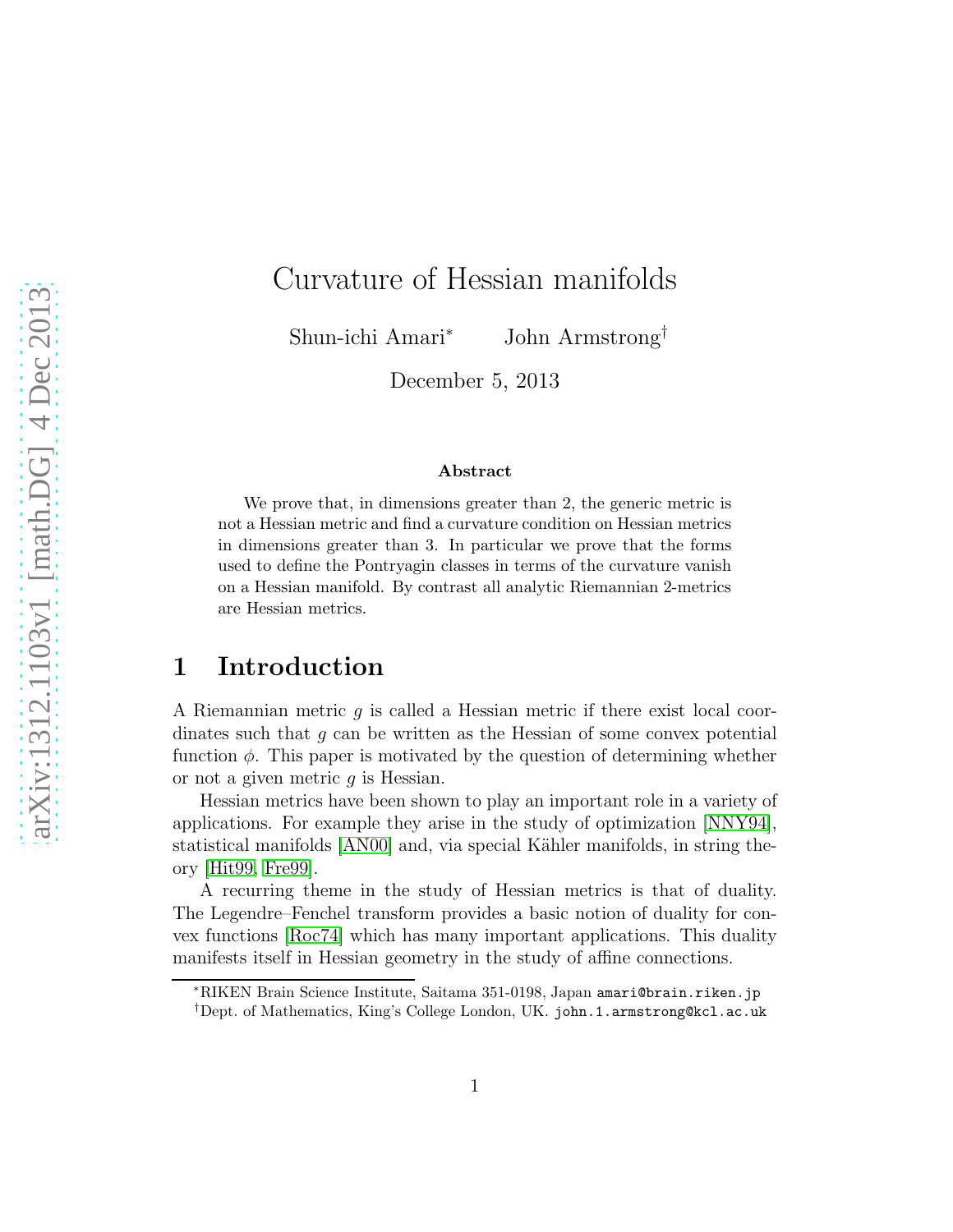# Curvature of Hessian manifolds

Shun-ichi Amari[*] John Armstrong[†]

December 5, 2013

**Abstract**

We prove that, in dimensions greater than 2, the generic metric is not a Hessian metric and find a curvature condition on Hessian metrics in dimensions greater than 3. In particular we prove that the forms used to define the Pontryagin classes in terms of the curvature vanish on a Hessian manifold. By contrast all analytic Riemannian 2-metrics are Hessian metrics.

## 1 Introduction

A Riemannian metric $g$ is called a Hessian metric if there exist local coordinates such that $g$ can be written as the Hessian of some convex potential function $\phi$. This paper is motivated by the question of determining whether or not a given metric $g$ is Hessian.

Hessian metrics have been shown to play an important role in a variety of applications. For example they arise in the study of optimization [NNY94], statistical manifolds [AN00] and, via special Kähler manifolds, in string theory [Hit99, Fre99].

A recurring theme in the study of Hessian metrics is that of duality. The Legendre–Fenchel transform provides a basic notion of duality for convex functions [Roc74] which has many important applications. This duality manifests itself in Hessian geometry in the study of affine connections.

[*]RIKEN Brain Science Institute, Saitama 351-0198, Japan amari@brain.riken.jp

[†]Dept. of Mathematics, King's College London, UK. john.1.armstrong@kcl.ac.uk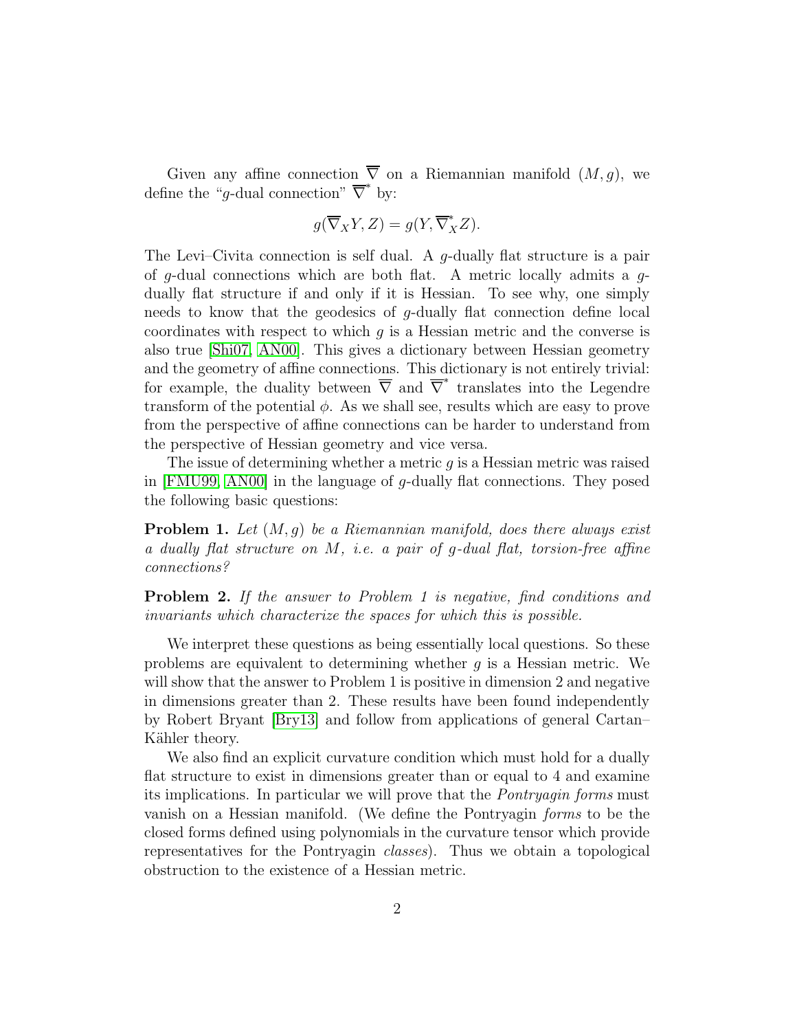Given any affine connection $\overline{\nabla}$ on a Riemannian manifold $(M, g)$, we define the "$g$-dual connection" $\overline{\nabla}^*$ by:

$$g(\overline{\nabla}_X Y, Z) = g(Y, \overline{\nabla}^*_X Z).$$

The Levi–Civita connection is self dual. A $g$-dually flat structure is a pair of $g$-dual connections which are both flat. A metric locally admits a $g$-dually flat structure if and only if it is Hessian. To see why, one simply needs to know that the geodesics of $g$-dually flat connection define local coordinates with respect to which $g$ is a Hessian metric and the converse is also true [Shi07, AN00]. This gives a dictionary between Hessian geometry and the geometry of affine connections. This dictionary is not entirely trivial: for example, the duality between $\overline{\nabla}$ and $\overline{\nabla}^*$ translates into the Legendre transform of the potential $\phi$. As we shall see, results which are easy to prove from the perspective of affine connections can be harder to understand from the perspective of Hessian geometry and vice versa.

The issue of determining whether a metric $g$ is a Hessian metric was raised in [FMU99, AN00] in the language of $g$-dually flat connections. They posed the following basic questions:

**Problem 1.** *Let $(M, g)$ be a Riemannian manifold, does there always exist a dually flat structure on $M$, i.e. a pair of $g$-dual flat, torsion-free affine connections?*

**Problem 2.** *If the answer to Problem 1 is negative, find conditions and invariants which characterize the spaces for which this is possible.*

We interpret these questions as being essentially local questions. So these problems are equivalent to determining whether $g$ is a Hessian metric. We will show that the answer to Problem 1 is positive in dimension 2 and negative in dimensions greater than 2. These results have been found independently by Robert Bryant [Bry13] and follow from applications of general Cartan–Kähler theory.

We also find an explicit curvature condition which must hold for a dually flat structure to exist in dimensions greater than or equal to 4 and examine its implications. In particular we will prove that the *Pontryagin forms* must vanish on a Hessian manifold. (We define the Pontryagin *forms* to be the closed forms defined using polynomials in the curvature tensor which provide representatives for the Pontryagin *classes*). Thus we obtain a topological obstruction to the existence of a Hessian metric.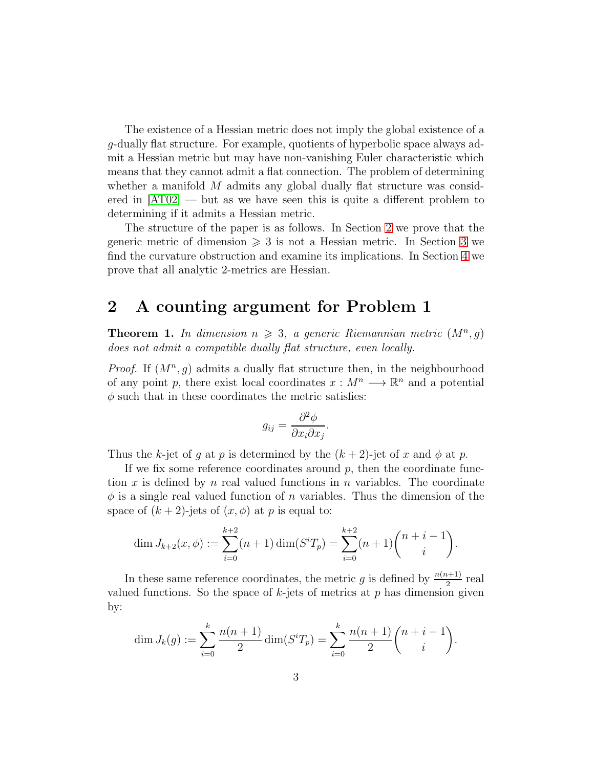The existence of a Hessian metric does not imply the global existence of a $g$-dually flat structure. For example, quotients of hyperbolic space always admit a Hessian metric but may have non-vanishing Euler characteristic which means that they cannot admit a flat connection. The problem of determining whether a manifold $M$ admits any global dually flat structure was considered in [AT02] — but as we have seen this is quite a different problem to determining if it admits a Hessian metric.

The structure of the paper is as follows. In Section 2 we prove that the generic metric of dimension $\geqslant 3$ is not a Hessian metric. In Section 3 we find the curvature obstruction and examine its implications. In Section 4 we prove that all analytic 2-metrics are Hessian.

## 2 A counting argument for Problem 1

**Theorem 1.** *In dimension $n \geqslant 3$, a generic Riemannian metric $(M^n, g)$ does not admit a compatible dually flat structure, even locally.*

*Proof.* If $(M^n, g)$ admits a dually flat structure then, in the neighbourhood of any point $p$, there exist local coordinates $x : M^n \longrightarrow \mathbb{R}^n$ and a potential $\phi$ such that in these coordinates the metric satisfies:

$$g_{ij} = \frac{\partial^2 \phi}{\partial x_i \partial x_j}.$$

Thus the $k$-jet of $g$ at $p$ is determined by the $(k+2)$-jet of $x$ and $\phi$ at $p$.

If we fix some reference coordinates around $p$, then the coordinate function $x$ is defined by $n$ real valued functions in $n$ variables. The coordinate $\phi$ is a single real valued function of $n$ variables. Thus the dimension of the space of $(k+2)$-jets of $(x, \phi)$ at $p$ is equal to:

$$\dim J_{k+2}(x, \phi) := \sum_{i=0}^{k+2} (n+1) \dim(S^i T_p) = \sum_{i=0}^{k+2} (n+1) \binom{n+i-1}{i}.$$

In these same reference coordinates, the metric $g$ is defined by $\frac{n(n+1)}{2}$ real valued functions. So the space of $k$-jets of metrics at $p$ has dimension given by:

$$\dim J_k(g) := \sum_{i=0}^{k} \frac{n(n+1)}{2} \dim(S^i T_p) = \sum_{i=0}^{k} \frac{n(n+1)}{2} \binom{n+i-1}{i}.$$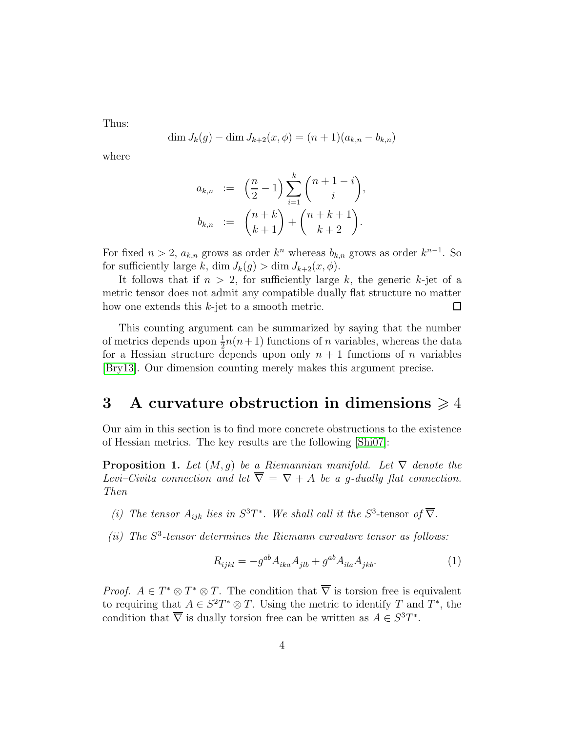Thus:

$$\dim J_k(g) - \dim J_{k+2}(x, \phi) = (n+1)(a_{k,n} - b_{k,n})$$

where

$$\begin{aligned} a_{k,n} &:= \left(\frac{n}{2} - 1\right) \sum_{i=1}^{k} \binom{n+1-i}{i}, \\ b_{k,n} &:= \binom{n+k}{k+1} + \binom{n+k+1}{k+2}. \end{aligned}$$

For fixed $n > 2$, $a_{k,n}$ grows as order $k^n$ whereas $b_{k,n}$ grows as order $k^{n-1}$. So for sufficiently large $k$, $\dim J_k(g) > \dim J_{k+2}(x, \phi)$.

It follows that if $n > 2$, for sufficiently large $k$, the generic $k$-jet of a metric tensor does not admit any compatible dually flat structure no matter how one extends this $k$-jet to a smooth metric. ∎

This counting argument can be summarized by saying that the number of metrics depends upon $\frac{1}{2}n(n+1)$ functions of $n$ variables, whereas the data for a Hessian structure depends upon only $n+1$ functions of $n$ variables [Bry13]. Our dimension counting merely makes this argument precise.

## 3 A curvature obstruction in dimensions $\geqslant 4$

Our aim in this section is to find more concrete obstructions to the existence of Hessian metrics. The key results are the following [Shi07]:

**Proposition 1.** *Let $(M, g)$ be a Riemannian manifold. Let $\nabla$ denote the Levi–Civita connection and let $\overline{\nabla} = \nabla + A$ be a $g$-dually flat connection. Then*

*(i) The tensor $A_{ijk}$ lies in $S^3T^*$. We shall call it the $S^3$-tensor of $\overline{\nabla}$.*

*(ii) The $S^3$-tensor determines the Riemann curvature tensor as follows:*

$$R_{ijkl} = -g^{ab} A_{ika} A_{jlb} + g^{ab} A_{ila} A_{jkb}. \tag{1}$$

*Proof.* $A \in T^* \otimes T^* \otimes T$. The condition that $\overline{\nabla}$ is torsion free is equivalent to requiring that $A \in S^2T^* \otimes T$. Using the metric to identify $T$ and $T^*$, the condition that $\overline{\nabla}$ is dually torsion free can be written as $A \in S^3T^*$.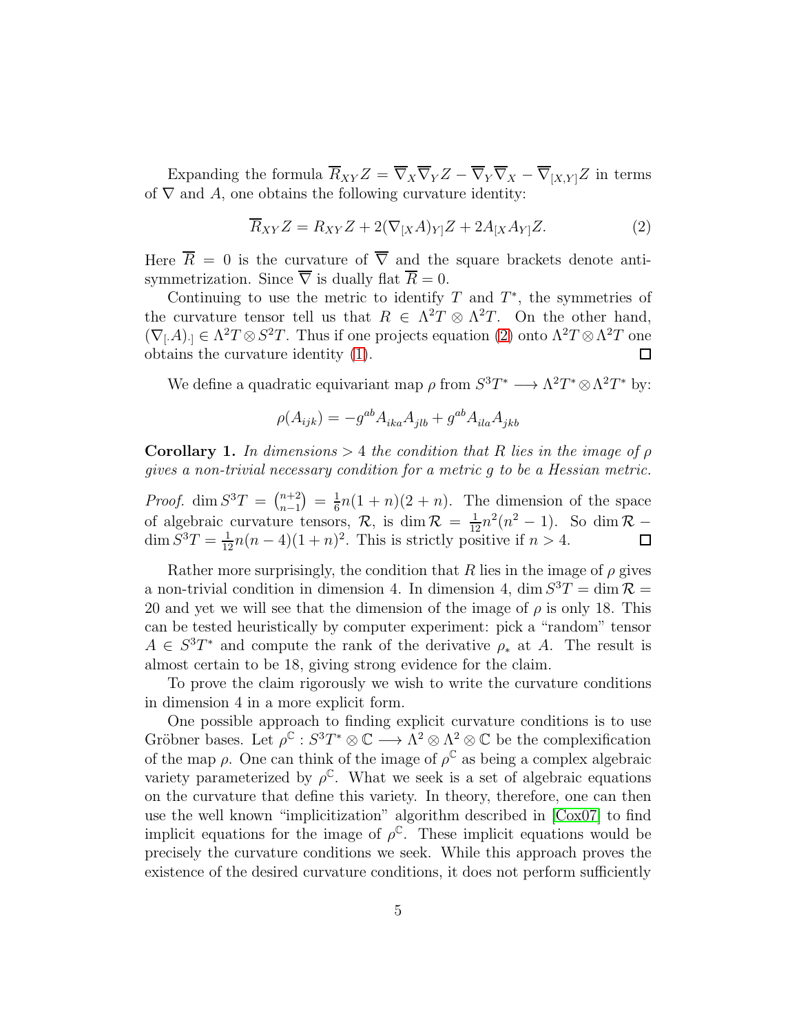Expanding the formula $\overline{R}_{XY}Z = \overline{\nabla}_X \overline{\nabla}_Y Z - \overline{\nabla}_Y \overline{\nabla}_X - \overline{\nabla}_{[X,Y]}Z$ in terms of $\nabla$ and $A$, one obtains the following curvature identity:

$$\overline{R}_{XY}Z = R_{XY}Z + 2(\nabla_{[X}A)_{Y]}Z + 2A_{[X}A_{Y]}Z. \tag{2}$$

Here $\overline{R} = 0$ is the curvature of $\overline{\nabla}$ and the square brackets denote antisymmetrization. Since $\overline{\nabla}$ is dually flat $\overline{R} = 0$.

Continuing to use the metric to identify $T$ and $T^*$, the symmetries of the curvature tensor tell us that $R \in \Lambda^2 T \otimes \Lambda^2 T$. On the other hand, $(\nabla_{[.}A)_{.]} \in \Lambda^2 T \otimes S^2 T$. Thus if one projects equation (2) onto $\Lambda^2 T \otimes \Lambda^2 T$ one obtains the curvature identity (1). ∎

We define a quadratic equivariant map $\rho$ from $S^3 T^* \longrightarrow \Lambda^2 T^* \otimes \Lambda^2 T^*$ by:

$$\rho(A_{ijk}) = -g^{ab} A_{ika} A_{jlb} + g^{ab} A_{ila} A_{jkb}$$

**Corollary 1.** *In dimensions $> 4$ the condition that $R$ lies in the image of $\rho$ gives a non-trivial necessary condition for a metric $g$ to be a Hessian metric.*

*Proof.* $\dim S^3 T = \binom{n+2}{n-1} = \frac{1}{6}n(1+n)(2+n)$. The dimension of the space of algebraic curvature tensors, $\mathcal{R}$, is $\dim \mathcal{R} = \frac{1}{12}n^2(n^2-1)$. So $\dim \mathcal{R} - \dim S^3 T = \frac{1}{12}n(n-4)(1+n)^2$. This is strictly positive if $n > 4$. ∎

Rather more surprisingly, the condition that $R$ lies in the image of $\rho$ gives a non-trivial condition in dimension 4. In dimension 4, $\dim S^3 T = \dim \mathcal{R} = 20$ and yet we will see that the dimension of the image of $\rho$ is only 18. This can be tested heuristically by computer experiment: pick a "random" tensor $A \in S^3 T^*$ and compute the rank of the derivative $\rho_*$ at $A$. The result is almost certain to be 18, giving strong evidence for the claim.

To prove the claim rigorously we wish to write the curvature conditions in dimension 4 in a more explicit form.

One possible approach to finding explicit curvature conditions is to use Gröbner bases. Let $\rho^{\mathbb{C}} : S^3 T^* \otimes \mathbb{C} \longrightarrow \Lambda^2 \otimes \Lambda^2 \otimes \mathbb{C}$ be the complexification of the map $\rho$. One can think of the image of $\rho^{\mathbb{C}}$ as being a complex algebraic variety parameterized by $\rho^{\mathbb{C}}$. What we seek is a set of algebraic equations on the curvature that define this variety. In theory, therefore, one can then use the well known "implicitization" algorithm described in [Cox07] to find implicit equations for the image of $\rho^{\mathbb{C}}$. These implicit equations would be precisely the curvature conditions we seek. While this approach proves the existence of the desired curvature conditions, it does not perform sufficiently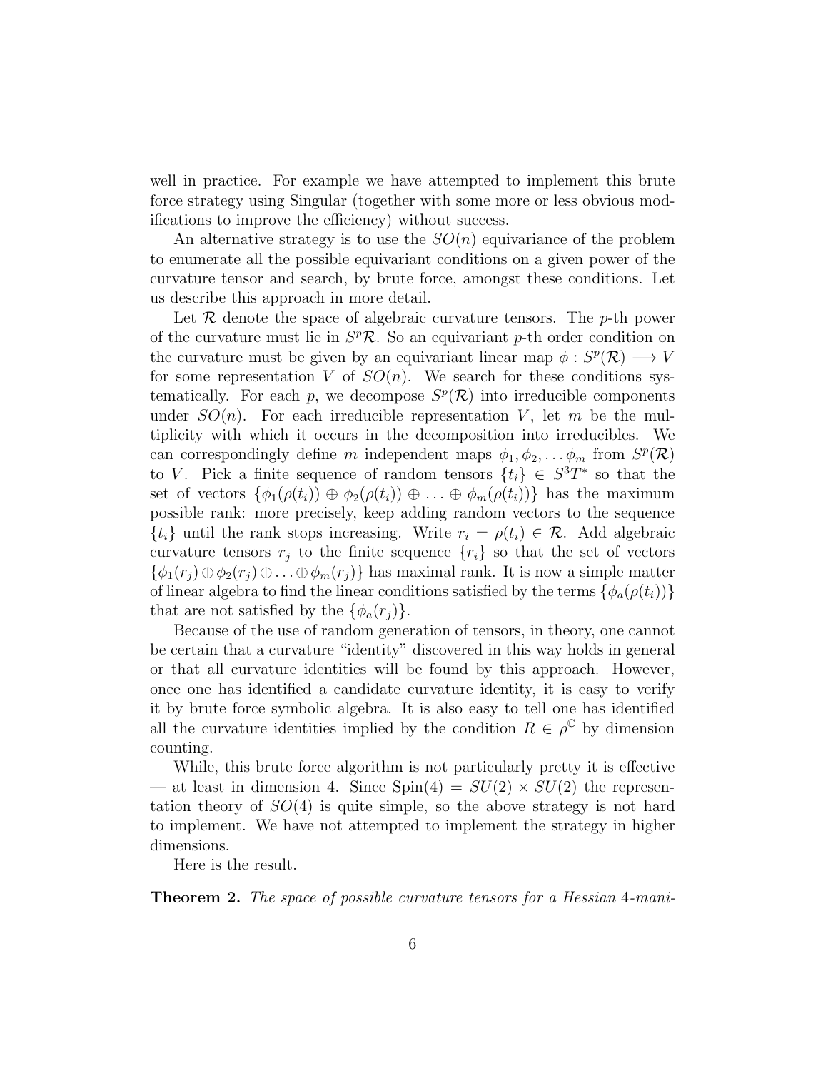well in practice. For example we have attempted to implement this brute force strategy using Singular (together with some more or less obvious modifications to improve the efficiency) without success.

An alternative strategy is to use the $SO(n)$ equivariance of the problem to enumerate all the possible equivariant conditions on a given power of the curvature tensor and search, by brute force, amongst these conditions. Let us describe this approach in more detail.

Let $\mathcal{R}$ denote the space of algebraic curvature tensors. The $p$-th power of the curvature must lie in $S^p\mathcal{R}$. So an equivariant $p$-th order condition on the curvature must be given by an equivariant linear map $\phi : S^p(\mathcal{R}) \longrightarrow V$ for some representation $V$ of $SO(n)$. We search for these conditions systematically. For each $p$, we decompose $S^p(\mathcal{R})$ into irreducible components under $SO(n)$. For each irreducible representation $V$, let $m$ be the multiplicity with which it occurs in the decomposition into irreducibles. We can correspondingly define $m$ independent maps $\phi_1, \phi_2, \dots \phi_m$ from $S^p(\mathcal{R})$ to $V$. Pick a finite sequence of random tensors $\{t_i\} \in S^3T^*$ so that the set of vectors $\{\phi_1(\rho(t_i)) \oplus \phi_2(\rho(t_i)) \oplus \dots \oplus \phi_m(\rho(t_i))\}$ has the maximum possible rank: more precisely, keep adding random vectors to the sequence $\{t_i\}$ until the rank stops increasing. Write $r_i = \rho(t_i) \in \mathcal{R}$. Add algebraic curvature tensors $r_j$ to the finite sequence $\{r_i\}$ so that the set of vectors $\{\phi_1(r_j) \oplus \phi_2(r_j) \oplus \dots \oplus \phi_m(r_j)\}$ has maximal rank. It is now a simple matter of linear algebra to find the linear conditions satisfied by the terms $\{\phi_a(\rho(t_i))\}$ that are not satisfied by the $\{\phi_a(r_j)\}$.

Because of the use of random generation of tensors, in theory, one cannot be certain that a curvature "identity" discovered in this way holds in general or that all curvature identities will be found by this approach. However, once one has identified a candidate curvature identity, it is easy to verify it by brute force symbolic algebra. It is also easy to tell one has identified all the curvature identities implied by the condition $R \in \rho^{\mathbb{C}}$ by dimension counting.

While, this brute force algorithm is not particularly pretty it is effective — at least in dimension 4. Since $\mathrm{Spin}(4) = SU(2) \times SU(2)$ the representation theory of $SO(4)$ is quite simple, so the above strategy is not hard to implement. We have not attempted to implement the strategy in higher dimensions.

Here is the result.

**Theorem 2.** *The space of possible curvature tensors for a Hessian 4-mani-*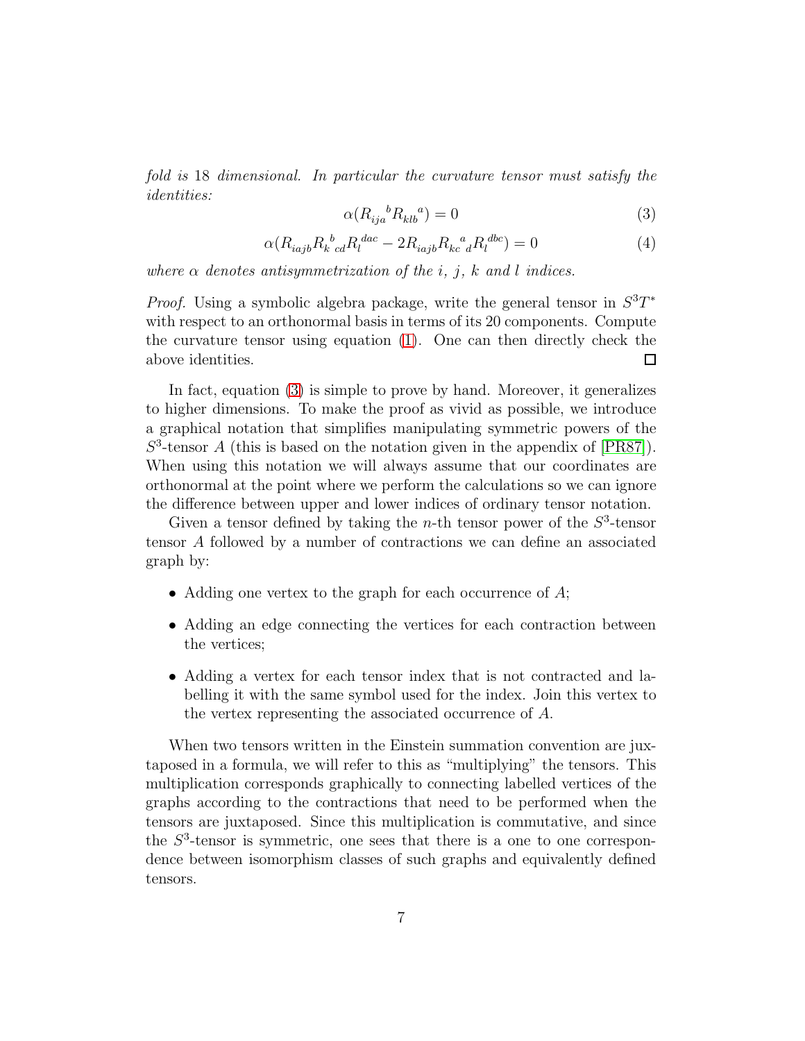*fold is* 18 *dimensional. In particular the curvature tensor must satisfy the identities:*

$$\alpha(R_{ija}{}^{b}R_{klb}{}^{a}) = 0 \tag{3}$$

$$\alpha(R_{iajb}R_{k}{}^{b}{}_{cd}R_{l}{}^{dac} - 2R_{iajb}R_{kc}{}^{a}{}_{d}R_{l}{}^{dbc}) = 0 \tag{4}$$

*where $\alpha$ denotes antisymmetrization of the $i$, $j$, $k$ and $l$ indices.*

*Proof.* Using a symbolic algebra package, write the general tensor in $S^3T^*$ with respect to an orthonormal basis in terms of its 20 components. Compute the curvature tensor using equation (1). One can then directly check the above identities. □

In fact, equation (3) is simple to prove by hand. Moreover, it generalizes to higher dimensions. To make the proof as vivid as possible, we introduce a graphical notation that simplifies manipulating symmetric powers of the $S^3$-tensor $A$ (this is based on the notation given in the appendix of [PR87]). When using this notation we will always assume that our coordinates are orthonormal at the point where we perform the calculations so we can ignore the difference between upper and lower indices of ordinary tensor notation.

Given a tensor defined by taking the $n$-th tensor power of the $S^3$-tensor tensor $A$ followed by a number of contractions we can define an associated graph by:

- Adding one vertex to the graph for each occurrence of $A$;
- Adding an edge connecting the vertices for each contraction between the vertices;
- Adding a vertex for each tensor index that is not contracted and labelling it with the same symbol used for the index. Join this vertex to the vertex representing the associated occurrence of $A$.

When two tensors written in the Einstein summation convention are juxtaposed in a formula, we will refer to this as "multiplying" the tensors. This multiplication corresponds graphically to connecting labelled vertices of the graphs according to the contractions that need to be performed when the tensors are juxtaposed. Since this multiplication is commutative, and since the $S^3$-tensor is symmetric, one sees that there is a one to one correspondence between isomorphism classes of such graphs and equivalently defined tensors.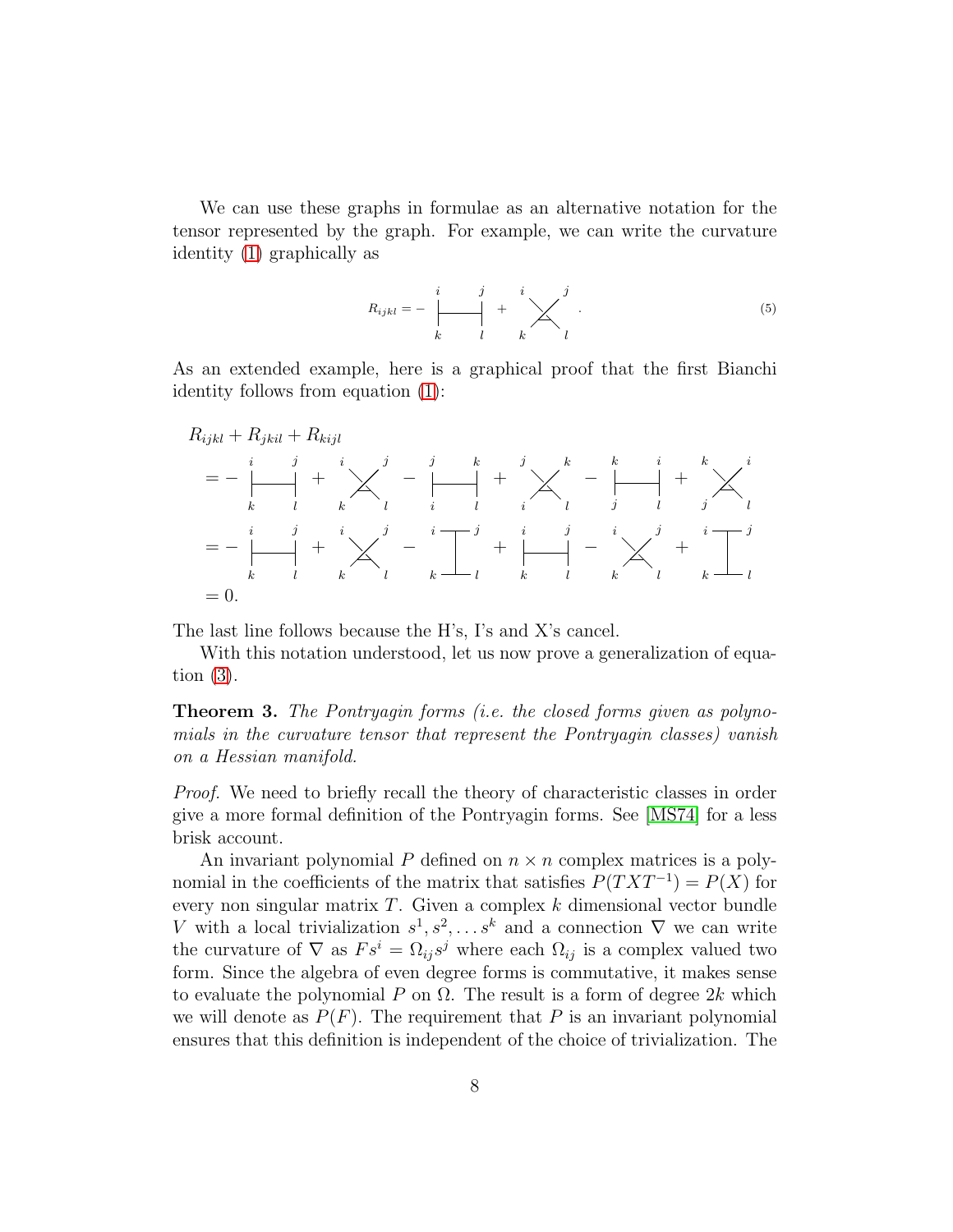We can use these graphs in formulae as an alternative notation for the tensor represented by the graph. For example, we can write the curvature identity (1) graphically as

$$R_{ijkl} = - \;\text{[graph H: } i, j, k, l\text{]}\; + \;\text{[graph X: } i, j, k, l\text{]}\;. \tag{5}$$

As an extended example, here is a graphical proof that the first Bianchi identity follows from equation (1):

$$\begin{aligned}
&R_{ijkl} + R_{jkil} + R_{kijl} \\
&= - \text{H}(i,j;k,l) + \text{X}(i,j;k,l) - \text{H}(j,k;i,l) + \text{X}(j,k;i,l) - \text{H}(k,i;j,l) + \text{X}(k,i;j,l) \\
&= - \text{H}(i,j;k,l) + \text{X}(i,j;k,l) - \text{I}(i,j;k,l) + \text{H}(i,j;k,l) - \text{X}(i,j;k,l) + \text{I}(i,j;k,l) \\
&= 0.
\end{aligned}$$

The last line follows because the H's, I's and X's cancel.

With this notation understood, let us now prove a generalization of equation (3).

**Theorem 3.** *The Pontryagin forms (i.e. the closed forms given as polynomials in the curvature tensor that represent the Pontryagin classes) vanish on a Hessian manifold.*

*Proof.* We need to briefly recall the theory of characteristic classes in order give a more formal definition of the Pontryagin forms. See [MS74] for a less brisk account.

An invariant polynomial $P$ defined on $n \times n$ complex matrices is a polynomial in the coefficients of the matrix that satisfies $P(TXT^{-1}) = P(X)$ for every non singular matrix $T$. Given a complex $k$ dimensional vector bundle $V$ with a local trivialization $s^1, s^2, \ldots s^k$ and a connection $\nabla$ we can write the curvature of $\nabla$ as $Fs^i = \Omega_{ij} s^j$ where each $\Omega_{ij}$ is a complex valued two form. Since the algebra of even degree forms is commutative, it makes sense to evaluate the polynomial $P$ on $\Omega$. The result is a form of degree $2k$ which we will denote as $P(F)$. The requirement that $P$ is an invariant polynomial ensures that this definition is independent of the choice of trivialization. The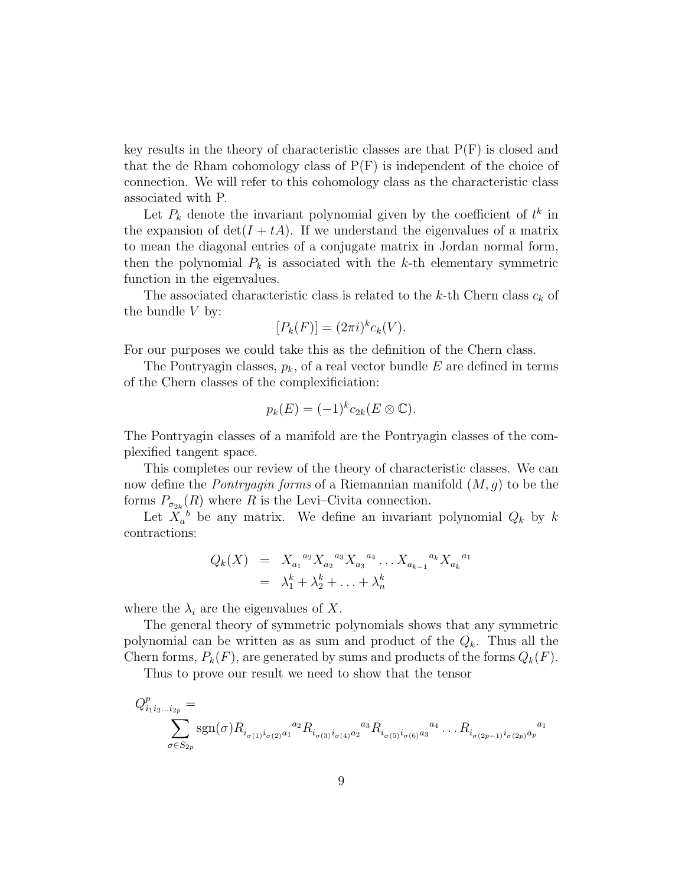key results in the theory of characteristic classes are that P(F) is closed and that the de Rham cohomology class of P(F) is independent of the choice of connection. We will refer to this cohomology class as the characteristic class associated with P.

Let $P_k$ denote the invariant polynomial given by the coefficient of $t^k$ in the expansion of $\det(I + tA)$. If we understand the eigenvalues of a matrix to mean the diagonal entries of a conjugate matrix in Jordan normal form, then the polynomial $P_k$ is associated with the $k$-th elementary symmetric function in the eigenvalues.

The associated characteristic class is related to the $k$-th Chern class $c_k$ of the bundle $V$ by:

$$[P_k(F)] = (2\pi i)^k c_k(V).$$

For our purposes we could take this as the definition of the Chern class.

The Pontryagin classes, $p_k$, of a real vector bundle $E$ are defined in terms of the Chern classes of the complexificiation:

$$p_k(E) = (-1)^k c_{2k}(E \otimes \mathbb{C}).$$

The Pontryagin classes of a manifold are the Pontryagin classes of the complexified tangent space.

This completes our review of the theory of characteristic classes. We can now define the *Pontryagin forms* of a Riemannian manifold $(M, g)$ to be the forms $P_{\sigma_{2k}}(R)$ where $R$ is the Levi–Civita connection.

Let $X_a{}^b$ be any matrix. We define an invariant polynomial $Q_k$ by $k$ contractions:

$$\begin{aligned}
Q_k(X) &= X_{a_1}{}^{a_2} X_{a_2}{}^{a_3} X_{a_3}{}^{a_4} \ldots X_{a_{k-1}}{}^{a_k} X_{a_k}{}^{a_1} \\
&= \lambda_1^k + \lambda_2^k + \ldots + \lambda_n^k
\end{aligned}$$

where the $\lambda_i$ are the eigenvalues of $X$.

The general theory of symmetric polynomials shows that any symmetric polynomial can be written as as sum and product of the $Q_k$. Thus all the Chern forms, $P_k(F)$, are generated by sums and products of the forms $Q_k(F)$.

Thus to prove our result we need to show that the tensor

$$Q^p_{i_1 i_2 \ldots i_{2p}} = \sum_{\sigma \in S_{2p}} \operatorname{sgn}(\sigma) R_{i_{\sigma(1)} i_{\sigma(2)} a_1}{}^{a_2} R_{i_{\sigma(3)} i_{\sigma(4)} a_2}{}^{a_3} R_{i_{\sigma(5)} i_{\sigma(6)} a_3}{}^{a_4} \ldots R_{i_{\sigma(2p-1)} i_{\sigma(2p)} a_p}{}^{a_1}$$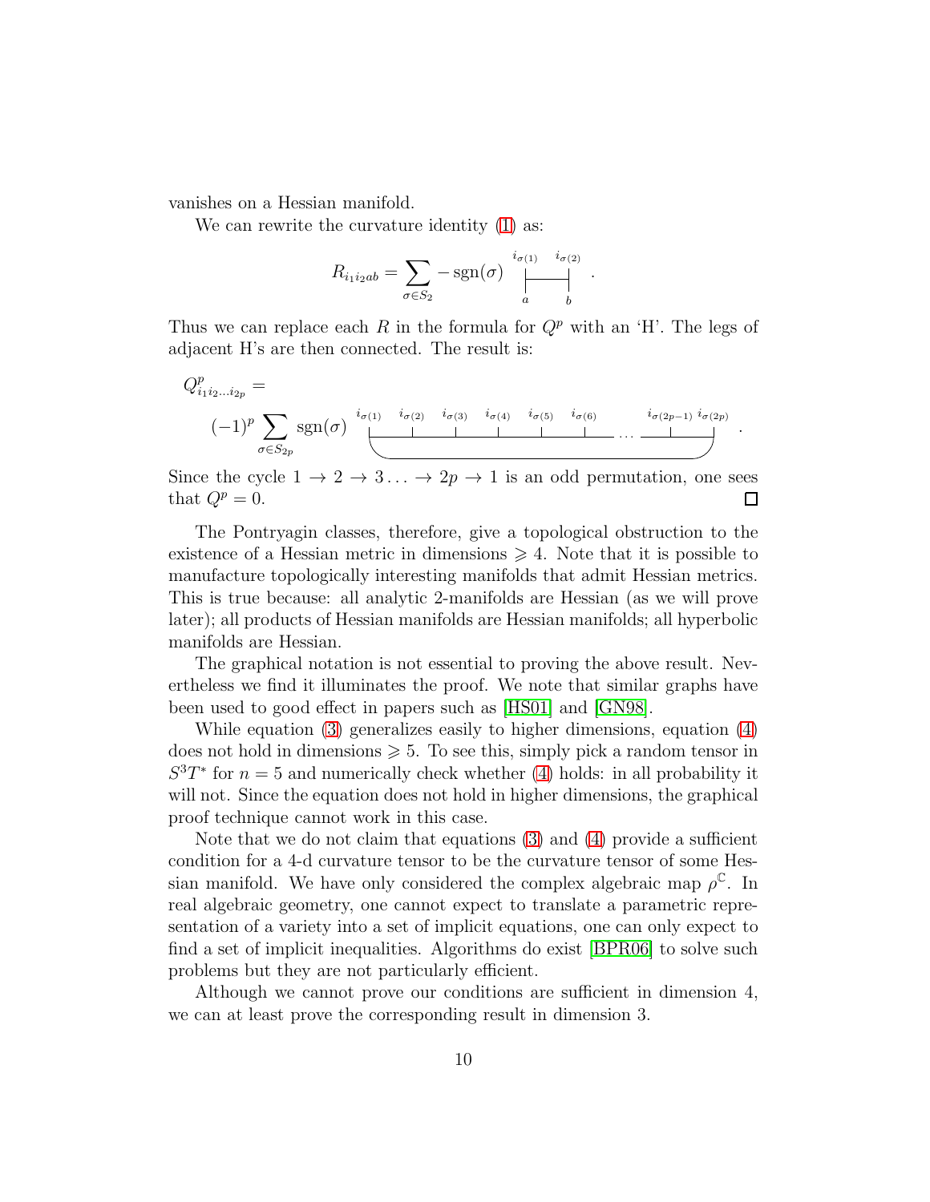vanishes on a Hessian manifold.

We can rewrite the curvature identity (1) as:

$$R_{i_1 i_2 ab} = \sum_{\sigma \in S_2} -\operatorname{sgn}(\sigma) \quad \begin{matrix} i_{\sigma(1)} & & i_{\sigma(2)} \\ | & \text{—} & | \\ a & & b \end{matrix} \quad .$$

Thus we can replace each $R$ in the formula for $Q^p$ with an 'H'. The legs of adjacent H's are then connected. The result is:

$$Q^p_{i_1 i_2 \ldots i_{2p}} =$$

$$(-1)^p \sum_{\sigma \in S_{2p}} \operatorname{sgn}(\sigma) \quad \begin{matrix} i_{\sigma(1)} & i_{\sigma(2)} & i_{\sigma(3)} & i_{\sigma(4)} & i_{\sigma(5)} & i_{\sigma(6)} & \ldots & i_{\sigma(2p-1)} & i_{\sigma(2p)} \end{matrix} \quad .$$

Since the cycle $1 \to 2 \to 3 \ldots \to 2p \to 1$ is an odd permutation, one sees that $Q^p = 0$. $\square$

The Pontryagin classes, therefore, give a topological obstruction to the existence of a Hessian metric in dimensions $\geqslant 4$. Note that it is possible to manufacture topologically interesting manifolds that admit Hessian metrics. This is true because: all analytic 2-manifolds are Hessian (as we will prove later); all products of Hessian manifolds are Hessian manifolds; all hyperbolic manifolds are Hessian.

The graphical notation is not essential to proving the above result. Nevertheless we find it illuminates the proof. We note that similar graphs have been used to good effect in papers such as [HS01] and [GN98].

While equation (3) generalizes easily to higher dimensions, equation (4) does not hold in dimensions $\geqslant 5$. To see this, simply pick a random tensor in $S^3 T^*$ for $n = 5$ and numerically check whether (4) holds: in all probability it will not. Since the equation does not hold in higher dimensions, the graphical proof technique cannot work in this case.

Note that we do not claim that equations (3) and (4) provide a sufficient condition for a 4-d curvature tensor to be the curvature tensor of some Hessian manifold. We have only considered the complex algebraic map $\rho^{\mathbb{C}}$. In real algebraic geometry, one cannot expect to translate a parametric representation of a variety into a set of implicit equations, one can only expect to find a set of implicit inequalities. Algorithms do exist [BPR06] to solve such problems but they are not particularly efficient.

Although we cannot prove our conditions are sufficient in dimension 4, we can at least prove the corresponding result in dimension 3.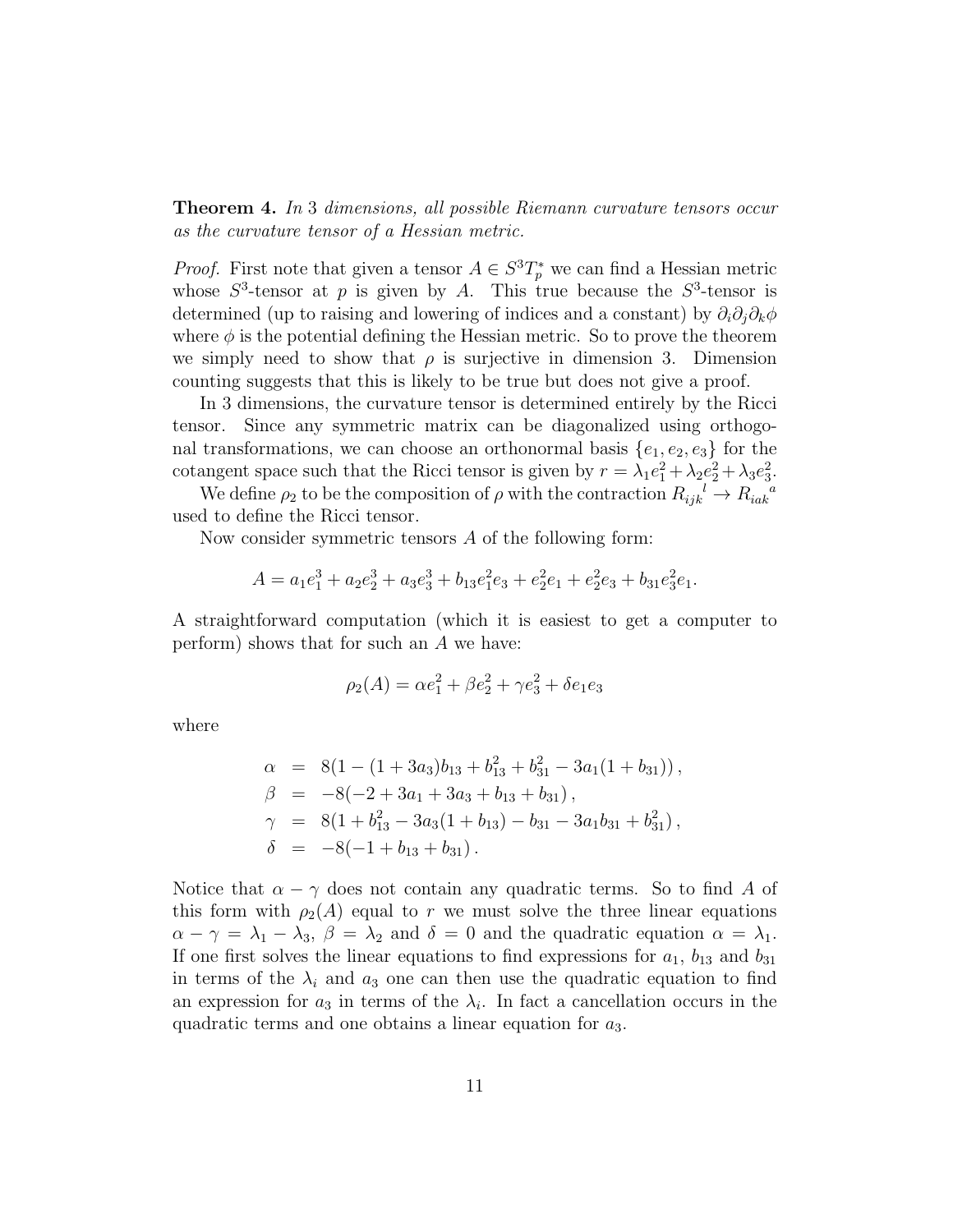**Theorem 4.** *In 3 dimensions, all possible Riemann curvature tensors occur as the curvature tensor of a Hessian metric.*

*Proof.* First note that given a tensor $A \in S^3 T_p^*$ we can find a Hessian metric whose $S^3$-tensor at $p$ is given by $A$. This true because the $S^3$-tensor is determined (up to raising and lowering of indices and a constant) by $\partial_i \partial_j \partial_k \phi$ where $\phi$ is the potential defining the Hessian metric. So to prove the theorem we simply need to show that $\rho$ is surjective in dimension 3. Dimension counting suggests that this is likely to be true but does not give a proof.

In 3 dimensions, the curvature tensor is determined entirely by the Ricci tensor. Since any symmetric matrix can be diagonalized using orthogonal transformations, we can choose an orthonormal basis $\{e_1, e_2, e_3\}$ for the cotangent space such that the Ricci tensor is given by $r = \lambda_1 e_1^2 + \lambda_2 e_2^2 + \lambda_3 e_3^2$.

We define $\rho_2$ to be the composition of $\rho$ with the contraction $R_{ijk}{}^{l} \to R_{iak}{}^{a}$ used to define the Ricci tensor.

Now consider symmetric tensors $A$ of the following form:

$$A = a_1 e_1^3 + a_2 e_2^3 + a_3 e_3^3 + b_{13} e_1^2 e_3 + e_2^2 e_1 + e_2^2 e_3 + b_{31} e_3^2 e_1.$$

A straightforward computation (which it is easiest to get a computer to perform) shows that for such an $A$ we have:

$$\rho_2(A) = \alpha e_1^2 + \beta e_2^2 + \gamma e_3^2 + \delta e_1 e_3$$

where

$$\begin{aligned}
\alpha &= 8(1 - (1 + 3a_3) b_{13} + b_{13}^2 + b_{31}^2 - 3a_1(1 + b_{31}))\,, \\
\beta &= -8(-2 + 3a_1 + 3a_3 + b_{13} + b_{31})\,, \\
\gamma &= 8(1 + b_{13}^2 - 3a_3(1 + b_{13}) - b_{31} - 3a_1 b_{31} + b_{31}^2)\,, \\
\delta &= -8(-1 + b_{13} + b_{31})\,.
\end{aligned}$$

Notice that $\alpha - \gamma$ does not contain any quadratic terms. So to find $A$ of this form with $\rho_2(A)$ equal to $r$ we must solve the three linear equations $\alpha - \gamma = \lambda_1 - \lambda_3$, $\beta = \lambda_2$ and $\delta = 0$ and the quadratic equation $\alpha = \lambda_1$. If one first solves the linear equations to find expressions for $a_1$, $b_{13}$ and $b_{31}$ in terms of the $\lambda_i$ and $a_3$ one can then use the quadratic equation to find an expression for $a_3$ in terms of the $\lambda_i$. In fact a cancellation occurs in the quadratic terms and one obtains a linear equation for $a_3$.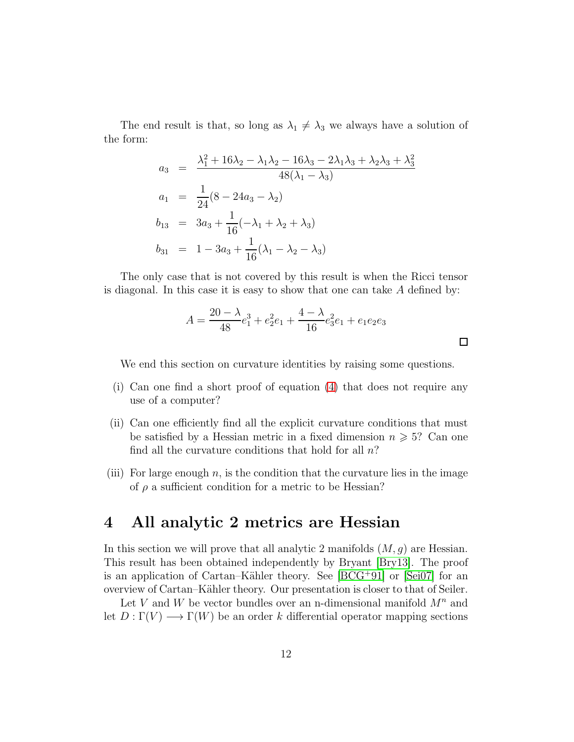The end result is that, so long as $\lambda_1 \neq \lambda_3$ we always have a solution of the form:

$$
\begin{aligned}
a_3 &= \frac{\lambda_1^2 + 16\lambda_2 - \lambda_1\lambda_2 - 16\lambda_3 - 2\lambda_1\lambda_3 + \lambda_2\lambda_3 + \lambda_3^2}{48(\lambda_1 - \lambda_3)} \\
a_1 &= \frac{1}{24}(8 - 24a_3 - \lambda_2) \\
b_{13} &= 3a_3 + \frac{1}{16}(-\lambda_1 + \lambda_2 + \lambda_3) \\
b_{31} &= 1 - 3a_3 + \frac{1}{16}(\lambda_1 - \lambda_2 - \lambda_3)
\end{aligned}
$$

The only case that is not covered by this result is when the Ricci tensor is diagonal. In this case it is easy to show that one can take $A$ defined by:

$$
A = \frac{20 - \lambda}{48} e_1^3 + e_2^2 e_1 + \frac{4 - \lambda}{16} e_3^2 e_1 + e_1 e_2 e_3
$$

□

We end this section on curvature identities by raising some questions.

(i) Can one find a short proof of equation (4) that does not require any use of a computer?

(ii) Can one efficiently find all the explicit curvature conditions that must be satisfied by a Hessian metric in a fixed dimension $n \geqslant 5$? Can one find all the curvature conditions that hold for all $n$?

(iii) For large enough $n$, is the condition that the curvature lies in the image of $\rho$ a sufficient condition for a metric to be Hessian?

# 4 All analytic 2 metrics are Hessian

In this section we will prove that all analytic 2 manifolds $(M, g)$ are Hessian. This result has been obtained independently by Bryant [Bry13]. The proof is an application of Cartan–Kähler theory. See [BCG+91] or [Sei07] for an overview of Cartan–Kähler theory. Our presentation is closer to that of Seiler.

Let $V$ and $W$ be vector bundles over an n-dimensional manifold $M^n$ and let $D : \Gamma(V) \longrightarrow \Gamma(W)$ be an order $k$ differential operator mapping sections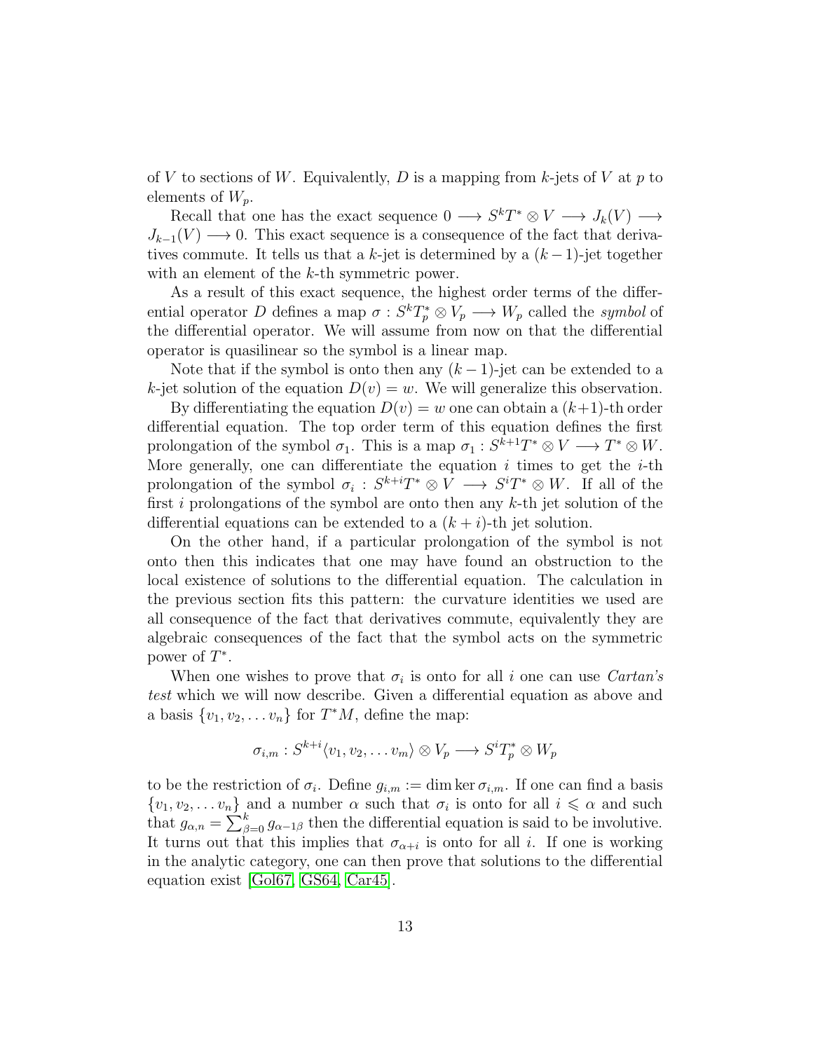of $V$ to sections of $W$. Equivalently, $D$ is a mapping from $k$-jets of $V$ at $p$ to elements of $W_p$.

Recall that one has the exact sequence $0 \longrightarrow S^k T^* \otimes V \longrightarrow J_k(V) \longrightarrow J_{k-1}(V) \longrightarrow 0$. This exact sequence is a consequence of the fact that derivatives commute. It tells us that a $k$-jet is determined by a $(k-1)$-jet together with an element of the $k$-th symmetric power.

As a result of this exact sequence, the highest order terms of the differential operator $D$ defines a map $\sigma : S^k T_p^* \otimes V_p \longrightarrow W_p$ called the *symbol* of the differential operator. We will assume from now on that the differential operator is quasilinear so the symbol is a linear map.

Note that if the symbol is onto then any $(k-1)$-jet can be extended to a $k$-jet solution of the equation $D(v) = w$. We will generalize this observation.

By differentiating the equation $D(v) = w$ one can obtain a $(k+1)$-th order differential equation. The top order term of this equation defines the first prolongation of the symbol $\sigma_1$. This is a map $\sigma_1 : S^{k+1} T^* \otimes V \longrightarrow T^* \otimes W$. More generally, one can differentiate the equation $i$ times to get the $i$-th prolongation of the symbol $\sigma_i : S^{k+i} T^* \otimes V \longrightarrow S^i T^* \otimes W$. If all of the first $i$ prolongations of the symbol are onto then any $k$-th jet solution of the differential equations can be extended to a $(k+i)$-th jet solution.

On the other hand, if a particular prolongation of the symbol is not onto then this indicates that one may have found an obstruction to the local existence of solutions to the differential equation. The calculation in the previous section fits this pattern: the curvature identities we used are all consequence of the fact that derivatives commute, equivalently they are algebraic consequences of the fact that the symbol acts on the symmetric power of $T^*$.

When one wishes to prove that $\sigma_i$ is onto for all $i$ one can use *Cartan's test* which we will now describe. Given a differential equation as above and a basis $\{v_1, v_2, \dots v_n\}$ for $T^*M$, define the map:

$$\sigma_{i,m} : S^{k+i} \langle v_1, v_2, \dots v_m \rangle \otimes V_p \longrightarrow S^i T_p^* \otimes W_p$$

to be the restriction of $\sigma_i$. Define $g_{i,m} := \dim \ker \sigma_{i,m}$. If one can find a basis $\{v_1, v_2, \dots v_n\}$ and a number $\alpha$ such that $\sigma_i$ is onto for all $i \leqslant \alpha$ and such that $g_{\alpha,n} = \sum_{\beta=0}^{k} g_{\alpha-1\beta}$ then the differential equation is said to be involutive. It turns out that this implies that $\sigma_{\alpha+i}$ is onto for all $i$. If one is working in the analytic category, one can then prove that solutions to the differential equation exist [Gol67, GS64, Car45].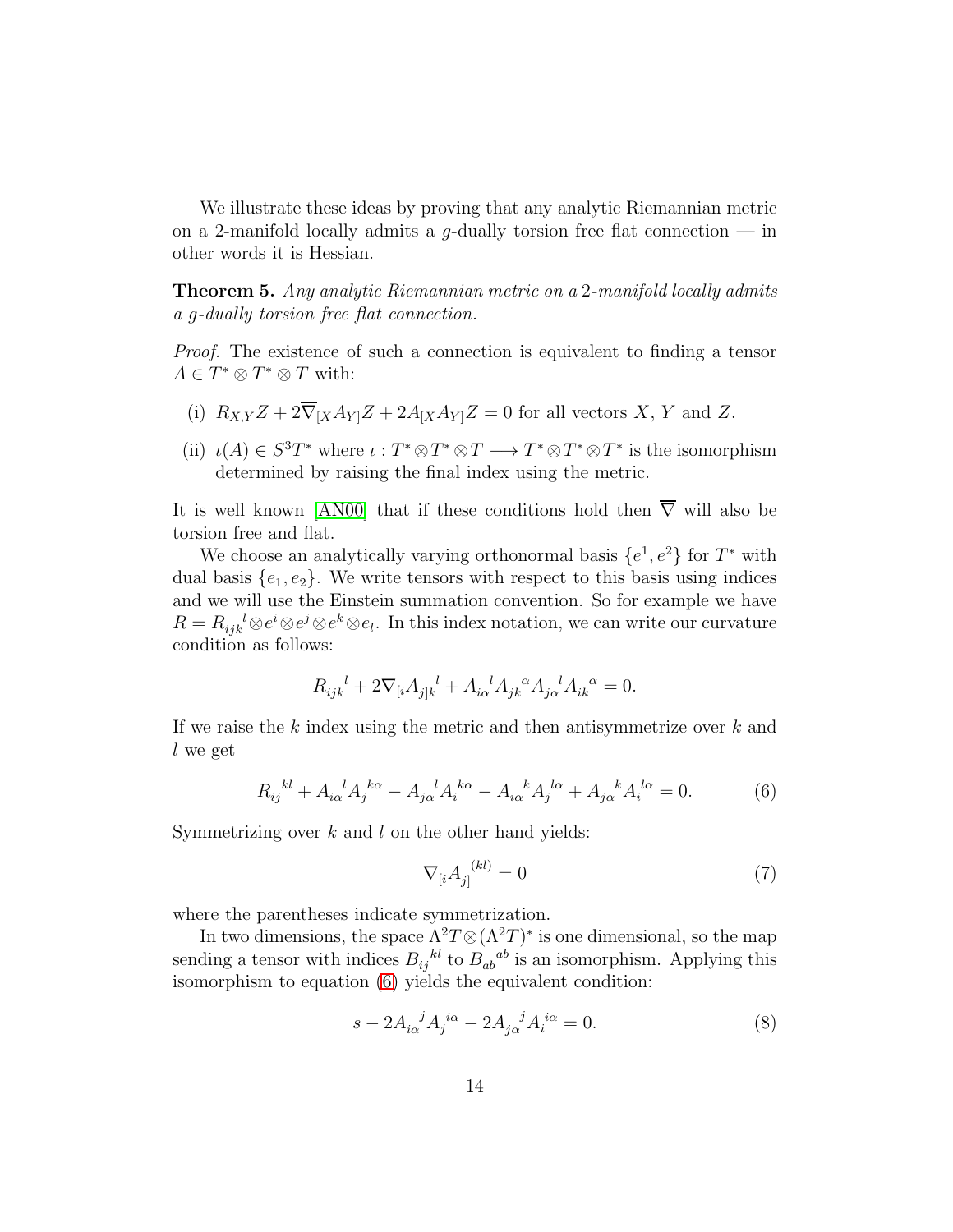We illustrate these ideas by proving that any analytic Riemannian metric on a 2-manifold locally admits a $g$-dually torsion free flat connection — in other words it is Hessian.

**Theorem 5.** *Any analytic Riemannian metric on a* 2*-manifold locally admits a $g$-dually torsion free flat connection.*

*Proof.* The existence of such a connection is equivalent to finding a tensor $A \in T^* \otimes T^* \otimes T$ with:

(i) $R_{X,Y}Z + 2\overline{\nabla}_{[X}A_{Y]}Z + 2A_{[X}A_{Y]}Z = 0$ for all vectors $X$, $Y$ and $Z$.

(ii) $\iota(A) \in S^3T^*$ where $\iota : T^* \otimes T^* \otimes T \longrightarrow T^* \otimes T^* \otimes T^*$ is the isomorphism determined by raising the final index using the metric.

It is well known [AN00] that if these conditions hold then $\overline{\nabla}$ will also be torsion free and flat.

We choose an analytically varying orthonormal basis $\{e^1, e^2\}$ for $T^*$ with dual basis $\{e_1, e_2\}$. We write tensors with respect to this basis using indices and we will use the Einstein summation convention. So for example we have $R = R_{ijk}{}^{l} \otimes e^i \otimes e^j \otimes e^k \otimes e_l$. In this index notation, we can write our curvature condition as follows:

$$R_{ijk}{}^{l} + 2\nabla_{[i}A_{j]k}{}^{l} + A_{i\alpha}{}^{l}A_{jk}{}^{\alpha}A_{j\alpha}{}^{l}A_{ik}{}^{\alpha} = 0.$$

If we raise the $k$ index using the metric and then antisymmetrize over $k$ and $l$ we get

$$R_{ij}{}^{kl} + A_{i\alpha}{}^{l}A_{j}{}^{k\alpha} - A_{j\alpha}{}^{l}A_{i}{}^{k\alpha} - A_{i\alpha}{}^{k}A_{j}{}^{l\alpha} + A_{j\alpha}{}^{k}A_{i}{}^{l\alpha} = 0. \tag{6}$$

Symmetrizing over $k$ and $l$ on the other hand yields:

$$\nabla_{[i}A_{j]}{}^{(kl)} = 0 \tag{7}$$

where the parentheses indicate symmetrization.

In two dimensions, the space $\Lambda^2T \otimes (\Lambda^2T)^*$ is one dimensional, so the map sending a tensor with indices $B_{ij}{}^{kl}$ to $B_{ab}{}^{ab}$ is an isomorphism. Applying this isomorphism to equation (6) yields the equivalent condition:

$$s - 2A_{i\alpha}{}^{j}A_{j}{}^{i\alpha} - 2A_{j\alpha}{}^{j}A_{i}{}^{i\alpha} = 0. \tag{8}$$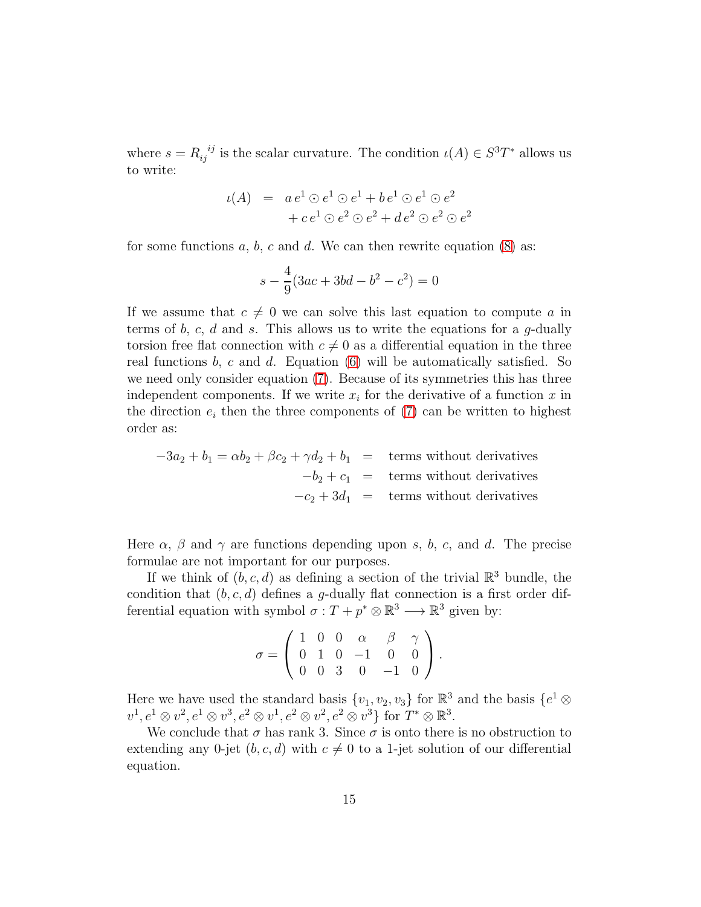where $s = R_{ij}{}^{ij}$ is the scalar curvature. The condition $\iota(A) \in S^3T^*$ allows us to write:

$$
\begin{aligned}
\iota(A) \;&=\; a\, e^1 \odot e^1 \odot e^1 + b\, e^1 \odot e^1 \odot e^2 \\
&\quad + c\, e^1 \odot e^2 \odot e^2 + d\, e^2 \odot e^2 \odot e^2
\end{aligned}
$$

for some functions $a$, $b$, $c$ and $d$. We can then rewrite equation (8) as:

$$
s - \frac{4}{9}(3ac + 3bd - b^2 - c^2) = 0
$$

If we assume that $c \neq 0$ we can solve this last equation to compute $a$ in terms of $b$, $c$, $d$ and $s$. This allows us to write the equations for a $g$-dually torsion free flat connection with $c \neq 0$ as a differential equation in the three real functions $b$, $c$ and $d$. Equation (6) will be automatically satisfied. So we need only consider equation (7). Because of its symmetries this has three independent components. If we write $x_i$ for the derivative of a function $x$ in the direction $e_i$ then the three components of (7) can be written to highest order as:

$$
\begin{aligned}
-3a_2 + b_1 = \alpha b_2 + \beta c_2 + \gamma d_2 + b_1 \;&=\; \text{terms without derivatives} \\
-b_2 + c_1 \;&=\; \text{terms without derivatives} \\
-c_2 + 3d_1 \;&=\; \text{terms without derivatives}
\end{aligned}
$$

Here $\alpha$, $\beta$ and $\gamma$ are functions depending upon $s$, $b$, $c$, and $d$. The precise formulae are not important for our purposes.

If we think of $(b, c, d)$ as defining a section of the trivial $\mathbb{R}^3$ bundle, the condition that $(b, c, d)$ defines a $g$-dually flat connection is a first order differential equation with symbol $\sigma : T + p^* \otimes \mathbb{R}^3 \longrightarrow \mathbb{R}^3$ given by:

$$
\sigma = \begin{pmatrix} 1 & 0 & 0 & \alpha & \beta & \gamma \\ 0 & 1 & 0 & -1 & 0 & 0 \\ 0 & 0 & 3 & 0 & -1 & 0 \end{pmatrix}.
$$

Here we have used the standard basis $\{v_1, v_2, v_3\}$ for $\mathbb{R}^3$ and the basis $\{e^1 \otimes v^1, e^1 \otimes v^2, e^1 \otimes v^3, e^2 \otimes v^1, e^2 \otimes v^2, e^2 \otimes v^3\}$ for $T^* \otimes \mathbb{R}^3$.

We conclude that $\sigma$ has rank 3. Since $\sigma$ is onto there is no obstruction to extending any 0-jet $(b, c, d)$ with $c \neq 0$ to a 1-jet solution of our differential equation.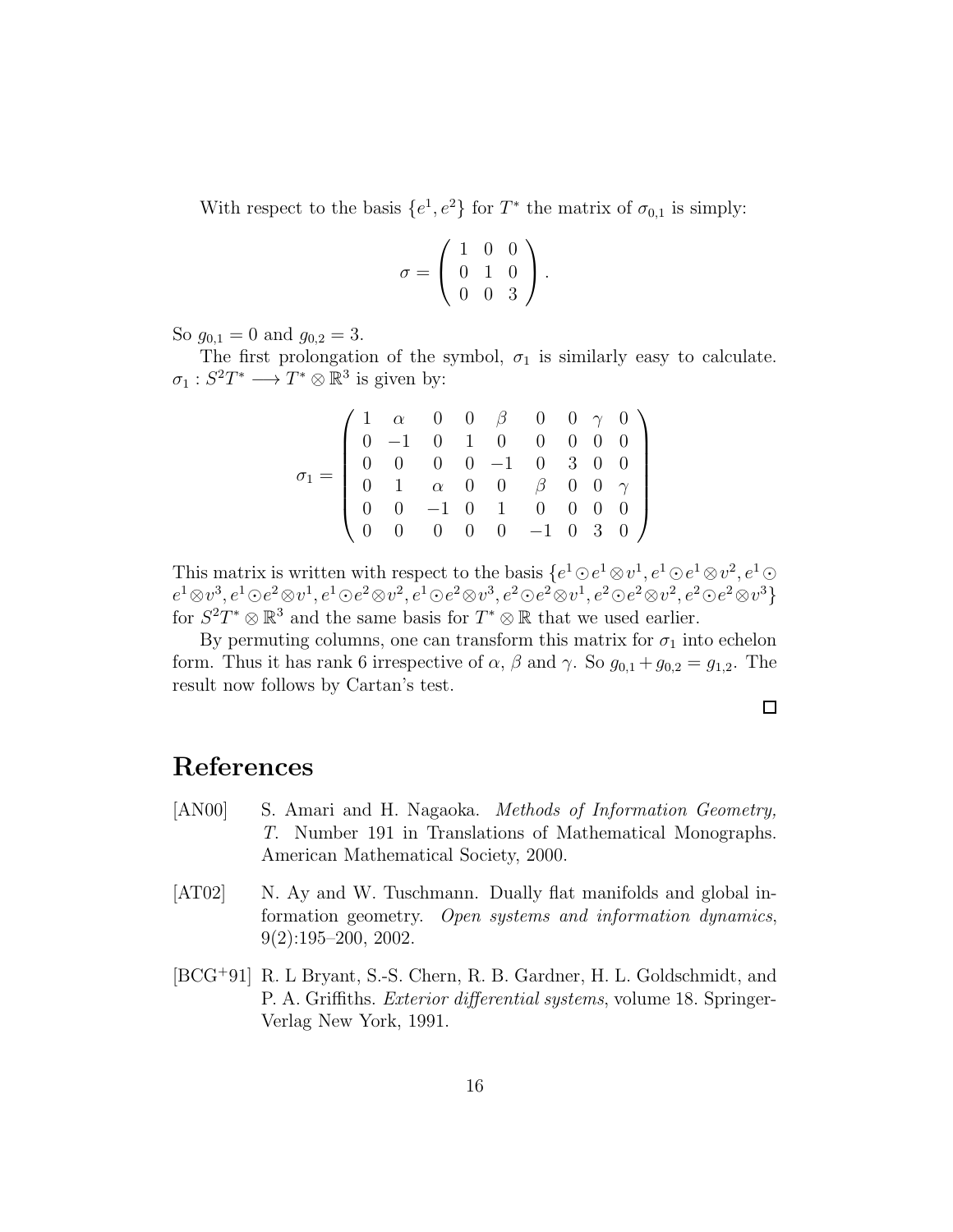With respect to the basis $\{e^1, e^2\}$ for $T^*$ the matrix of $\sigma_{0,1}$ is simply:

$$\sigma = \begin{pmatrix} 1 & 0 & 0 \\ 0 & 1 & 0 \\ 0 & 0 & 3 \end{pmatrix}.$$

So $g_{0,1} = 0$ and $g_{0,2} = 3$.

The first prolongation of the symbol, $\sigma_1$ is similarly easy to calculate. $\sigma_1 : S^2T^* \longrightarrow T^* \otimes \mathbb{R}^3$ is given by:

$$\sigma_1 = \begin{pmatrix} 1 & \alpha & 0 & 0 & \beta & 0 & 0 & \gamma & 0 \\ 0 & -1 & 0 & 1 & 0 & 0 & 0 & 0 & 0 \\ 0 & 0 & 0 & 0 & -1 & 0 & 3 & 0 & 0 \\ 0 & 1 & \alpha & 0 & 0 & \beta & 0 & 0 & \gamma \\ 0 & 0 & -1 & 0 & 1 & 0 & 0 & 0 & 0 \\ 0 & 0 & 0 & 0 & 0 & -1 & 0 & 3 & 0 \end{pmatrix}$$

This matrix is written with respect to the basis $\{e^1 \odot e^1 \otimes v^1, e^1 \odot e^1 \otimes v^2, e^1 \odot e^1 \otimes v^3, e^1 \odot e^2 \otimes v^1, e^1 \odot e^2 \otimes v^2, e^1 \odot e^2 \otimes v^3, e^2 \odot e^2 \otimes v^1, e^2 \odot e^2 \otimes v^2, e^2 \odot e^2 \otimes v^3\}$ for $S^2T^* \otimes \mathbb{R}^3$ and the same basis for $T^* \otimes \mathbb{R}$ that we used earlier.

By permuting columns, one can transform this matrix for $\sigma_1$ into echelon form. Thus it has rank 6 irrespective of $\alpha$, $\beta$ and $\gamma$. So $g_{0,1} + g_{0,2} = g_{1,2}$. The result now follows by Cartan's test.

□

# References

[AN00] S. Amari and H. Nagaoka. *Methods of Information Geometry, T.* Number 191 in Translations of Mathematical Monographs. American Mathematical Society, 2000.

[AT02] N. Ay and W. Tuschmann. Dually flat manifolds and global information geometry. *Open systems and information dynamics*, 9(2):195–200, 2002.

[BCG+91] R. L Bryant, S.-S. Chern, R. B. Gardner, H. L. Goldschmidt, and P. A. Griffiths. *Exterior differential systems*, volume 18. Springer-Verlag New York, 1991.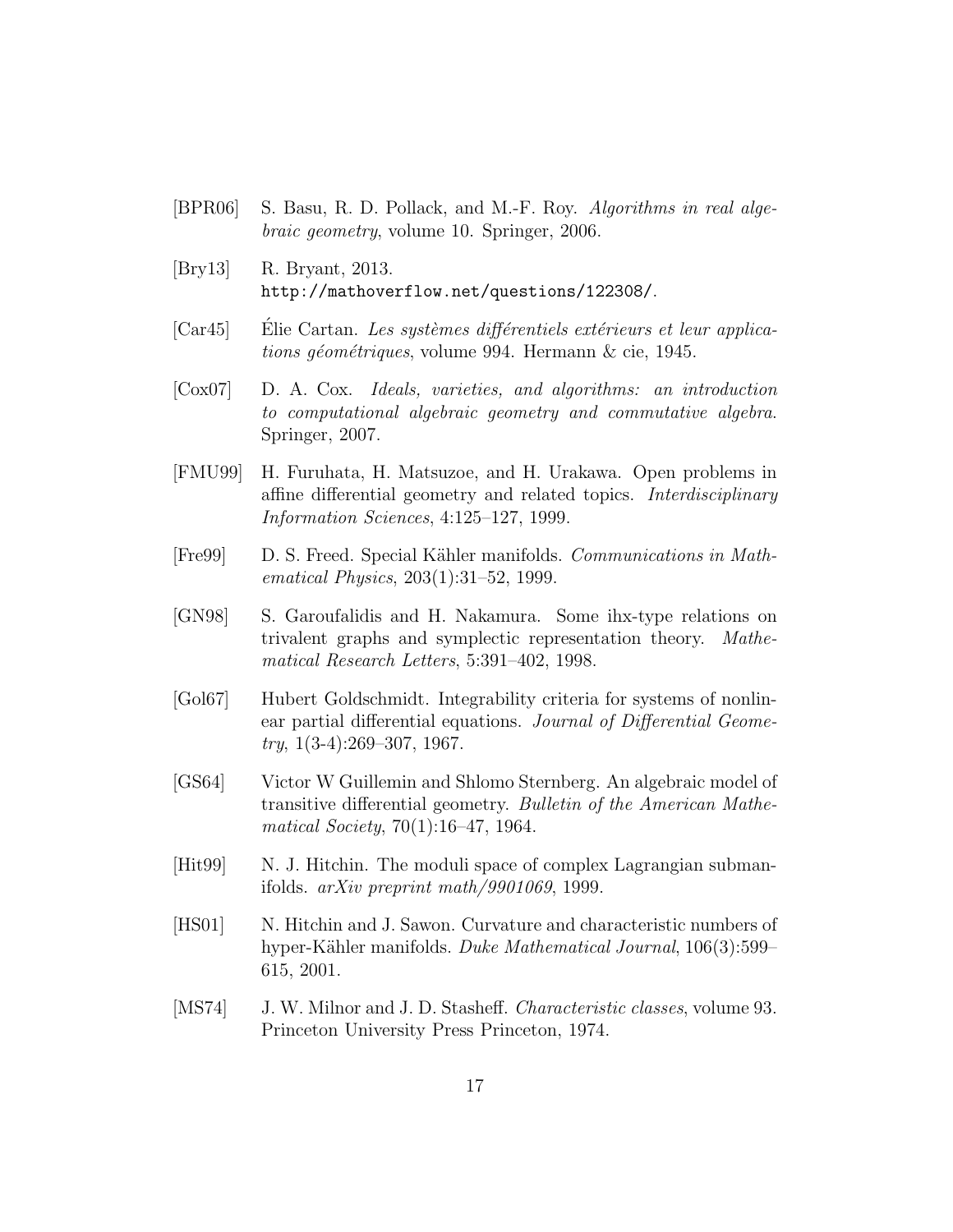[BPR06] S. Basu, R. D. Pollack, and M.-F. Roy. *Algorithms in real algebraic geometry*, volume 10. Springer, 2006.

[Bry13] R. Bryant, 2013. `http://mathoverflow.net/questions/122308/`.

[Car45] Élie Cartan. *Les systèmes différentiels extérieurs et leur applications géométriques*, volume 994. Hermann & cie, 1945.

[Cox07] D. A. Cox. *Ideals, varieties, and algorithms: an introduction to computational algebraic geometry and commutative algebra*. Springer, 2007.

[FMU99] H. Furuhata, H. Matsuzoe, and H. Urakawa. Open problems in affine differential geometry and related topics. *Interdisciplinary Information Sciences*, 4:125–127, 1999.

[Fre99] D. S. Freed. Special Kähler manifolds. *Communications in Mathematical Physics*, 203(1):31–52, 1999.

[GN98] S. Garoufalidis and H. Nakamura. Some ihx-type relations on trivalent graphs and symplectic representation theory. *Mathematical Research Letters*, 5:391–402, 1998.

[Gol67] Hubert Goldschmidt. Integrability criteria for systems of nonlinear partial differential equations. *Journal of Differential Geometry*, 1(3-4):269–307, 1967.

[GS64] Victor W Guillemin and Shlomo Sternberg. An algebraic model of transitive differential geometry. *Bulletin of the American Mathematical Society*, 70(1):16–47, 1964.

[Hit99] N. J. Hitchin. The moduli space of complex Lagrangian submanifolds. *arXiv preprint math/9901069*, 1999.

[HS01] N. Hitchin and J. Sawon. Curvature and characteristic numbers of hyper-Kähler manifolds. *Duke Mathematical Journal*, 106(3):599–615, 2001.

[MS74] J. W. Milnor and J. D. Stasheff. *Characteristic classes*, volume 93. Princeton University Press Princeton, 1974.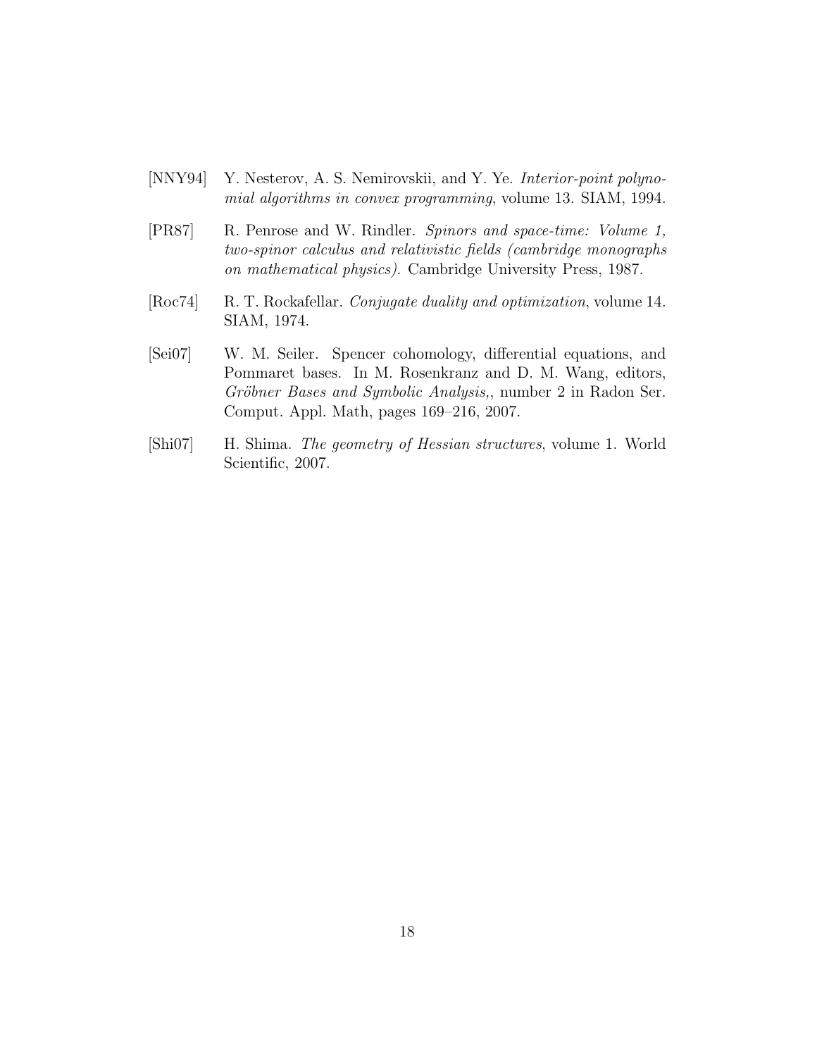[NNY94] Y. Nesterov, A. S. Nemirovskii, and Y. Ye. *Interior-point polynomial algorithms in convex programming*, volume 13. SIAM, 1994.

[PR87] R. Penrose and W. Rindler. *Spinors and space-time: Volume 1, two-spinor calculus and relativistic fields (cambridge monographs on mathematical physics)*. Cambridge University Press, 1987.

[Roc74] R. T. Rockafellar. *Conjugate duality and optimization*, volume 14. SIAM, 1974.

[Sei07] W. M. Seiler. Spencer cohomology, differential equations, and Pommaret bases. In M. Rosenkranz and D. M. Wang, editors, *Gröbner Bases and Symbolic Analysis,*, number 2 in Radon Ser. Comput. Appl. Math, pages 169–216, 2007.

[Shi07] H. Shima. *The geometry of Hessian structures*, volume 1. World Scientific, 2007.